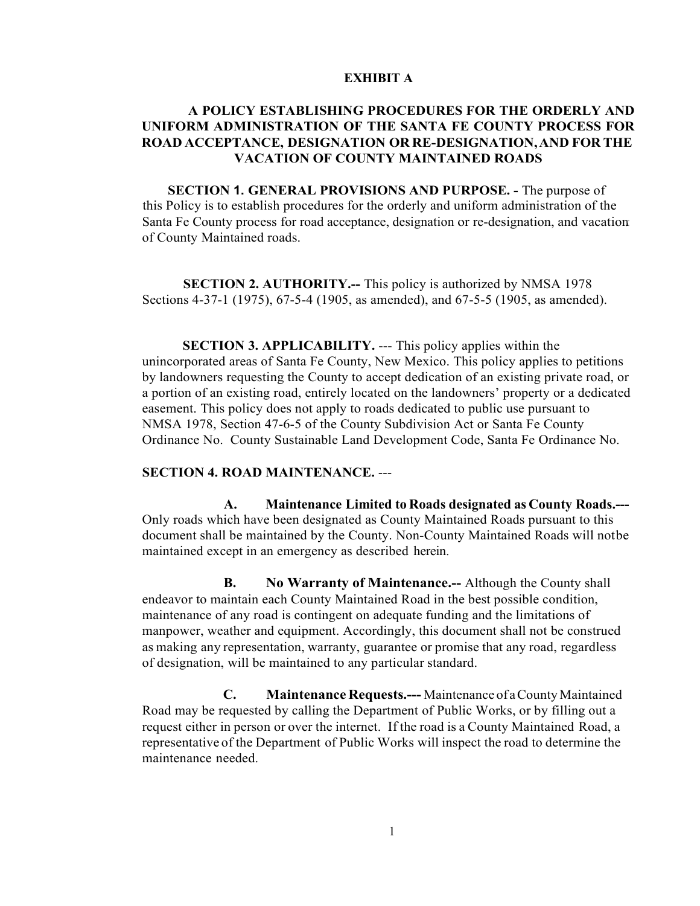**EXHIBIT A**

# A POLICY ESTABLISHING PROCEDURES FOR THE ORDERLY AND UNIFORM ADMINISTRATION OF THE SANTA FE COUNTY PROCESS FOR ROAD ACCEPTANCE, DESIGNATION OR RE-DESIGNATION, AND FOR THE VACATION OF COUNTY MAINTAINED ROADS

**SECTION 1. GENERAL PROVISIONS AND PURPOSE. -** The purpose of this Policy is to establish procedures for the orderly and uniform administration of the Santa Fe County process for road acceptance, designation or re-designation, and vacation of County Maintained roads.

**SECTION 2. AUTHORITY.--** This policy is authorized by NMSA 1978 Sections 4-37-1 (1975), 67-5-4 (1905, as amended), and 67-5-5 (1905, as amended).

**SECTION 3. APPLICABILITY.** --- This policy applies within the unincorporated areas of Santa Fe County, New Mexico. This policy applies to petitions by landowners requesting the County to accept dedication of an existing private road, or a portion of an existing road, entirely located on the landowners' property or a dedicated easement. This policy does not apply to roads dedicated to public use pursuant to NMSA 1978, Section 47-6-5 of the County Subdivision Act or Santa Fe County Ordinance No. County Sustainable Land Development Code, Santa Fe Ordinance No.

**SECTION 4. ROAD MAINTENANCE.** ---

**A. Maintenance Limited to Roads designated as County Roads.---** Only roads which have been designated as County Maintained Roads pursuant to this document shall be maintained by the County. Non-County Maintained Roads will notbe maintained except in an emergency as described herein.

**B. No Warranty of Maintenance.--** Although the County shall endeavor to maintain each County Maintained Road in the best possible condition, maintenance of any road is contingent on adequate funding and the limitations of manpower, weather and equipment. Accordingly, this document shall not be construed as making any representation, warranty, guarantee or promise that any road, regardless of designation, will be maintained to any particular standard.

**C. Maintenance Requests.---** Maintenance of a County Maintained Road may be requested by calling the Department of Public Works, or by filling out a request either in person or over the internet. If the road is a County Maintained Road, a representative of the Department of Public Works will inspect the road to determine the maintenance needed.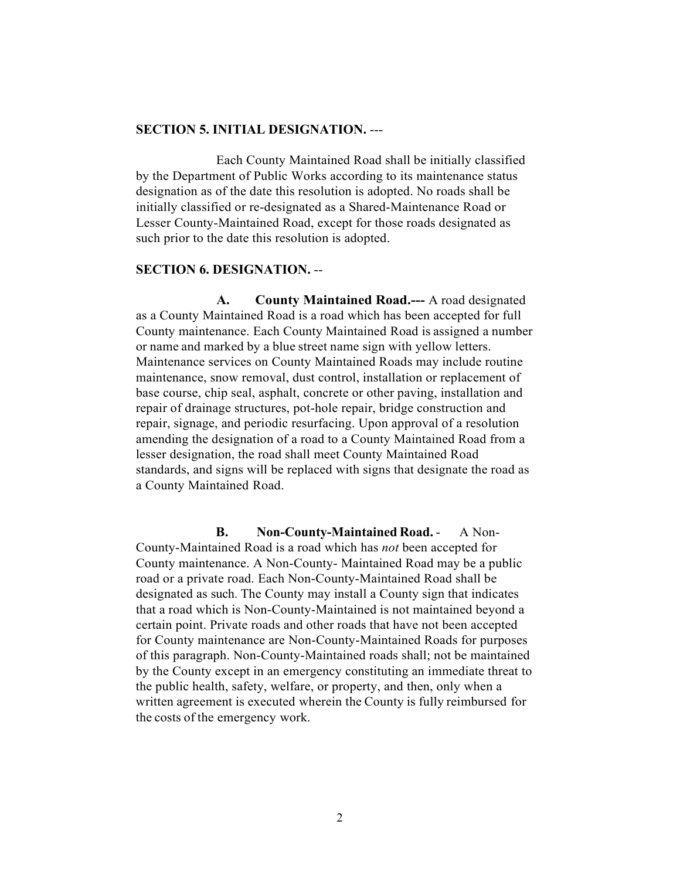**SECTION 5. INITIAL DESIGNATION.** ---

Each County Maintained Road shall be initially classified by the Department of Public Works according to its maintenance status designation as of the date this resolution is adopted. No roads shall be initially classified or re-designated as a Shared-Maintenance Road or Lesser County-Maintained Road, except for those roads designated as such prior to the date this resolution is adopted.

**SECTION 6. DESIGNATION.** --

**A. County Maintained Road.---** A road designated as a County Maintained Road is a road which has been accepted for full County maintenance. Each County Maintained Road is assigned a number or name and marked by a blue street name sign with yellow letters. Maintenance services on County Maintained Roads may include routine maintenance, snow removal, dust control, installation or replacement of base course, chip seal, asphalt, concrete or other paving, installation and repair of drainage structures, pot-hole repair, bridge construction and repair, signage, and periodic resurfacing. Upon approval of a resolution amending the designation of a road to a County Maintained Road from a lesser designation, the road shall meet County Maintained Road standards, and signs will be replaced with signs that designate the road as a County Maintained Road.

**B. Non-County-Maintained Road.** - A Non-County-Maintained Road is a road which has *not* been accepted for County maintenance. A Non-County- Maintained Road may be a public road or a private road. Each Non-County-Maintained Road shall be designated as such. The County may install a County sign that indicates that a road which is Non-County-Maintained is not maintained beyond a certain point. Private roads and other roads that have not been accepted for County maintenance are Non-County-Maintained Roads for purposes of this paragraph. Non-County-Maintained roads shall; not be maintained by the County except in an emergency constituting an immediate threat to the public health, safety, welfare, or property, and then, only when a written agreement is executed wherein the County is fully reimbursed for the costs of the emergency work.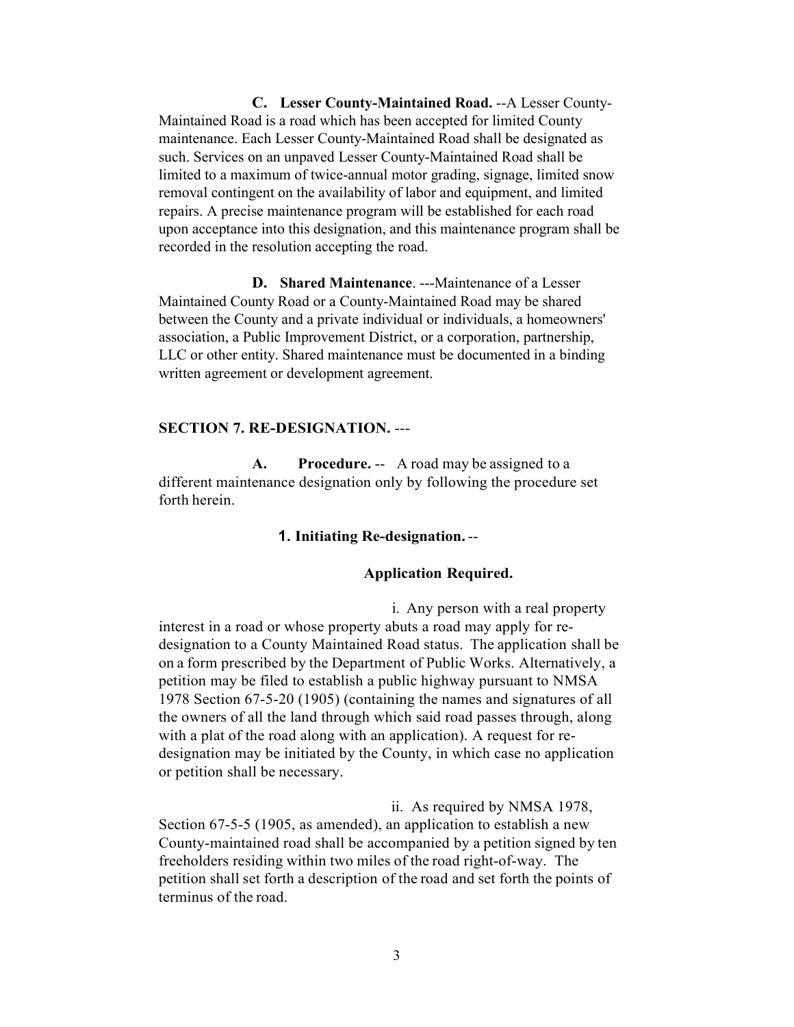**C. Lesser County-Maintained Road.** --A Lesser County-Maintained Road is a road which has been accepted for limited County maintenance. Each Lesser County-Maintained Road shall be designated as such. Services on an unpaved Lesser County-Maintained Road shall be limited to a maximum of twice-annual motor grading, signage, limited snow removal contingent on the availability of labor and equipment, and limited repairs. A precise maintenance program will be established for each road upon acceptance into this designation, and this maintenance program shall be recorded in the resolution accepting the road.

**D. Shared Maintenance**. ---Maintenance of a Lesser Maintained County Road or a County-Maintained Road may be shared between the County and a private individual or individuals, a homeowners' association, a Public Improvement District, or a corporation, partnership, LLC or other entity. Shared maintenance must be documented in a binding written agreement or development agreement.

**SECTION 7. RE-DESIGNATION.** ---

**A. Procedure.** -- A road may be assigned to a different maintenance designation only by following the procedure set forth herein.

**1. Initiating Re-designation.** --

**Application Required.**

i. Any person with a real property interest in a road or whose property abuts a road may apply for re-designation to a County Maintained Road status. The application shall be on a form prescribed by the Department of Public Works. Alternatively, a petition may be filed to establish a public highway pursuant to NMSA 1978 Section 67-5-20 (1905) (containing the names and signatures of all the owners of all the land through which said road passes through, along with a plat of the road along with an application). A request for re-designation may be initiated by the County, in which case no application or petition shall be necessary.

ii. As required by NMSA 1978, Section 67-5-5 (1905, as amended), an application to establish a new County-maintained road shall be accompanied by a petition signed by ten freeholders residing within two miles of the road right-of-way. The petition shall set forth a description of the road and set forth the points of terminus of the road.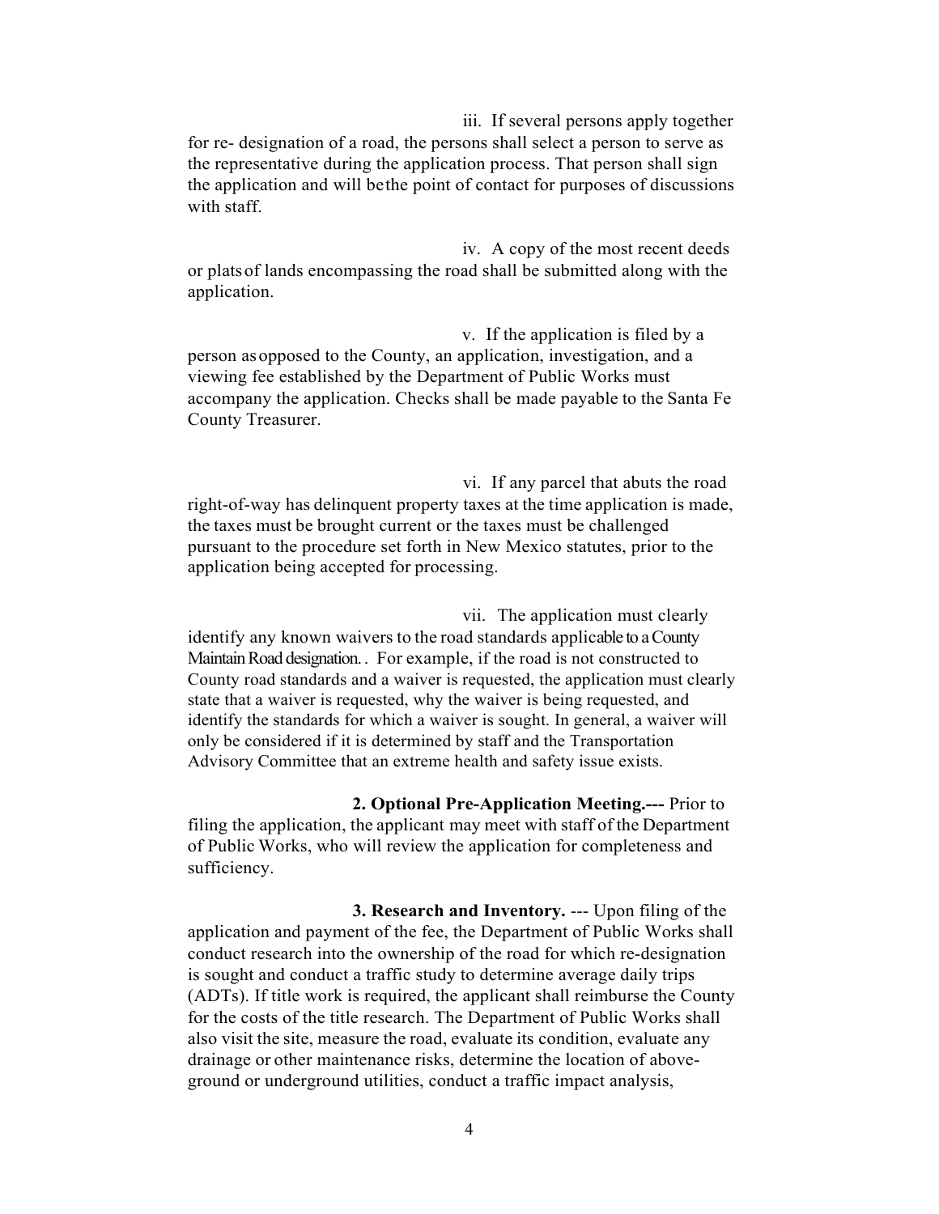iii. If several persons apply together for re- designation of a road, the persons shall select a person to serve as the representative during the application process. That person shall sign the application and will be the point of contact for purposes of discussions with staff.

iv. A copy of the most recent deeds or plats of lands encompassing the road shall be submitted along with the application.

v. If the application is filed by a person as opposed to the County, an application, investigation, and a viewing fee established by the Department of Public Works must accompany the application. Checks shall be made payable to the Santa Fe County Treasurer.

vi. If any parcel that abuts the road right-of-way has delinquent property taxes at the time application is made, the taxes must be brought current or the taxes must be challenged pursuant to the procedure set forth in New Mexico statutes, prior to the application being accepted for processing.

vii. The application must clearly identify any known waivers to the road standards applicable to a County Maintain Road designation.. For example, if the road is not constructed to County road standards and a waiver is requested, the application must clearly state that a waiver is requested, why the waiver is being requested, and identify the standards for which a waiver is sought. In general, a waiver will only be considered if it is determined by staff and the Transportation Advisory Committee that an extreme health and safety issue exists.

**2. Optional Pre-Application Meeting.---** Prior to filing the application, the applicant may meet with staff of the Department of Public Works, who will review the application for completeness and sufficiency.

**3. Research and Inventory.** --- Upon filing of the application and payment of the fee, the Department of Public Works shall conduct research into the ownership of the road for which re-designation is sought and conduct a traffic study to determine average daily trips (ADTs). If title work is required, the applicant shall reimburse the County for the costs of the title research. The Department of Public Works shall also visit the site, measure the road, evaluate its condition, evaluate any drainage or other maintenance risks, determine the location of above-ground or underground utilities, conduct a traffic impact analysis,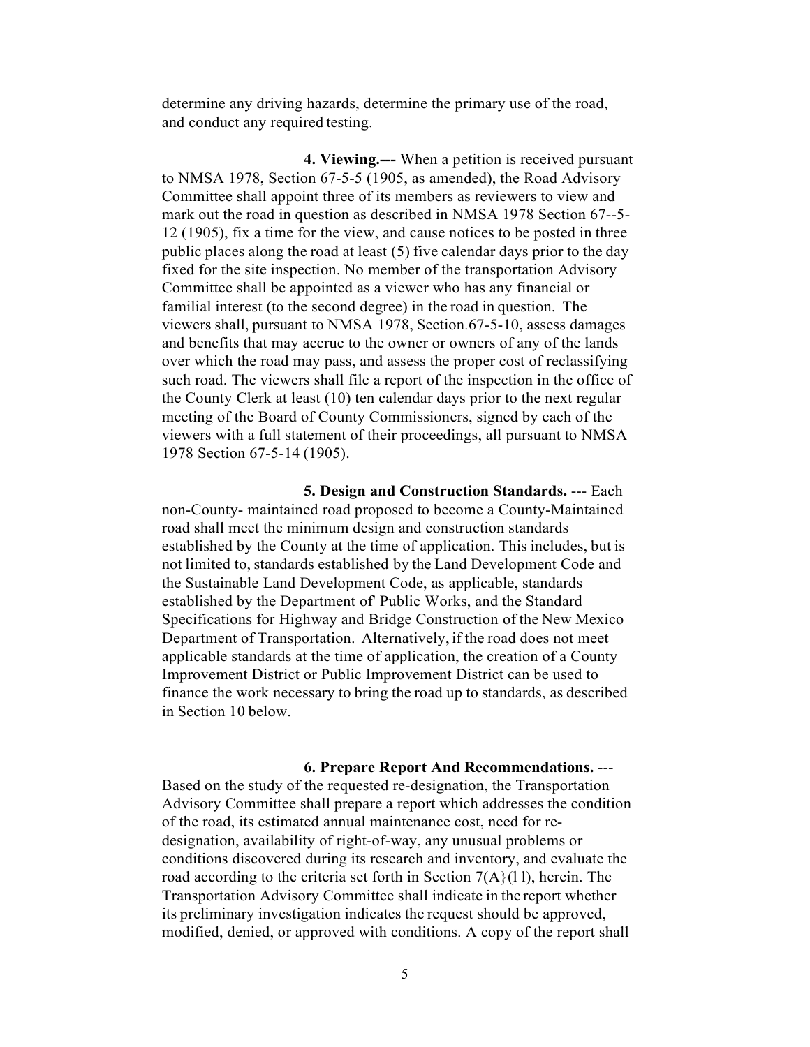determine any driving hazards, determine the primary use of the road, and conduct any required testing.

**4. Viewing.---** When a petition is received pursuant to NMSA 1978, Section 67-5-5 (1905, as amended), the Road Advisory Committee shall appoint three of its members as reviewers to view and mark out the road in question as described in NMSA 1978 Section 67--5-12 (1905), fix a time for the view, and cause notices to be posted in three public places along the road at least (5) five calendar days prior to the day fixed for the site inspection. No member of the transportation Advisory Committee shall be appointed as a viewer who has any financial or familial interest (to the second degree) in the road in question. The viewers shall, pursuant to NMSA 1978, Section.67-5-10, assess damages and benefits that may accrue to the owner or owners of any of the lands over which the road may pass, and assess the proper cost of reclassifying such road. The viewers shall file a report of the inspection in the office of the County Clerk at least (10) ten calendar days prior to the next regular meeting of the Board of County Commissioners, signed by each of the viewers with a full statement of their proceedings, all pursuant to NMSA 1978 Section 67-5-14 (1905).

**5. Design and Construction Standards.** --- Each non-County- maintained road proposed to become a County-Maintained road shall meet the minimum design and construction standards established by the County at the time of application. This includes, but is not limited to, standards established by the Land Development Code and the Sustainable Land Development Code, as applicable, standards established by the Department of' Public Works, and the Standard Specifications for Highway and Bridge Construction of the New Mexico Department of Transportation. Alternatively, if the road does not meet applicable standards at the time of application, the creation of a County Improvement District or Public Improvement District can be used to finance the work necessary to bring the road up to standards, as described in Section 10 below.

**6. Prepare Report And Recommendations.** --- Based on the study of the requested re-designation, the Transportation Advisory Committee shall prepare a report which addresses the condition of the road, its estimated annual maintenance cost, need for re-designation, availability of right-of-way, any unusual problems or conditions discovered during its research and inventory, and evaluate the road according to the criteria set forth in Section 7(A}(l l), herein. The Transportation Advisory Committee shall indicate in the report whether its preliminary investigation indicates the request should be approved, modified, denied, or approved with conditions. A copy of the report shall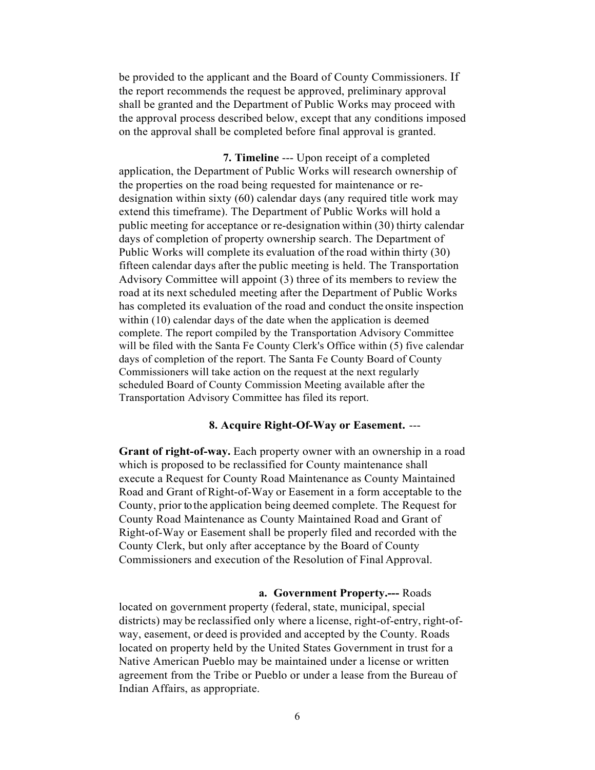be provided to the applicant and the Board of County Commissioners. If the report recommends the request be approved, preliminary approval shall be granted and the Department of Public Works may proceed with the approval process described below, except that any conditions imposed on the approval shall be completed before final approval is granted.

**7. Timeline** --- Upon receipt of a completed application, the Department of Public Works will research ownership of the properties on the road being requested for maintenance or re-designation within sixty (60) calendar days (any required title work may extend this timeframe). The Department of Public Works will hold a public meeting for acceptance or re-designation within (30) thirty calendar days of completion of property ownership search. The Department of Public Works will complete its evaluation of the road within thirty (30) fifteen calendar days after the public meeting is held. The Transportation Advisory Committee will appoint (3) three of its members to review the road at its next scheduled meeting after the Department of Public Works has completed its evaluation of the road and conduct the onsite inspection within (10) calendar days of the date when the application is deemed complete. The report compiled by the Transportation Advisory Committee will be filed with the Santa Fe County Clerk's Office within (5) five calendar days of completion of the report. The Santa Fe County Board of County Commissioners will take action on the request at the next regularly scheduled Board of County Commission Meeting available after the Transportation Advisory Committee has filed its report.

**8. Acquire Right-Of-Way or Easement.** ---

**Grant of right-of-way.** Each property owner with an ownership in a road which is proposed to be reclassified for County maintenance shall execute a Request for County Road Maintenance as County Maintained Road and Grant of Right-of-Way or Easement in a form acceptable to the County, prior to the application being deemed complete. The Request for County Road Maintenance as County Maintained Road and Grant of Right-of-Way or Easement shall be properly filed and recorded with the County Clerk, but only after acceptance by the Board of County Commissioners and execution of the Resolution of Final Approval.

**a. Government Property.---** Roads located on government property (federal, state, municipal, special districts) may be reclassified only where a license, right-of-entry, right-of-way, easement, or deed is provided and accepted by the County. Roads located on property held by the United States Government in trust for a Native American Pueblo may be maintained under a license or written agreement from the Tribe or Pueblo or under a lease from the Bureau of Indian Affairs, as appropriate.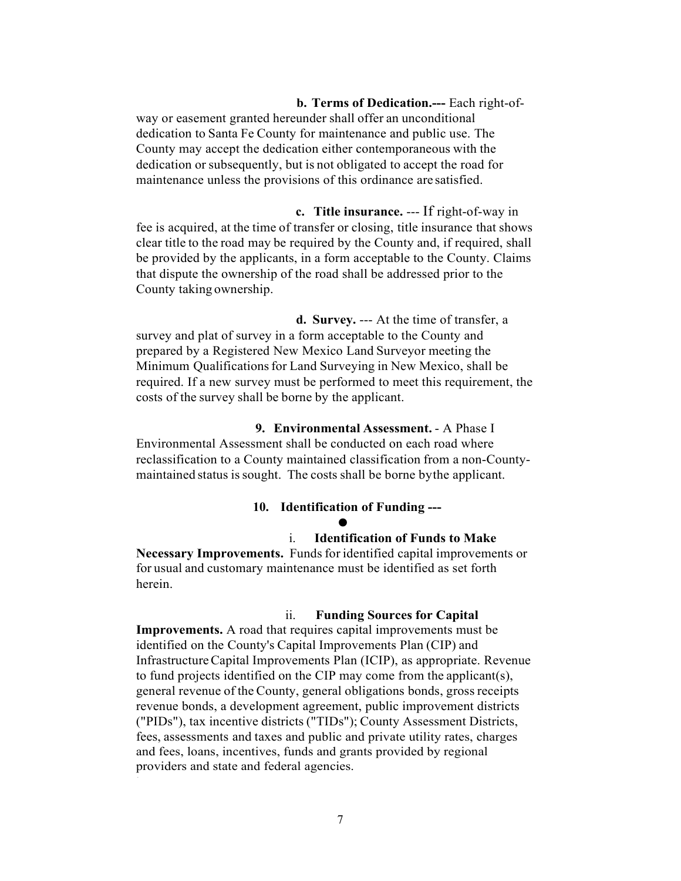**b. Terms of Dedication.---** Each right-of-way or easement granted hereunder shall offer an unconditional dedication to Santa Fe County for maintenance and public use. The County may accept the dedication either contemporaneous with the dedication or subsequently, but is not obligated to accept the road for maintenance unless the provisions of this ordinance are satisfied.

**c. Title insurance.** --- If right-of-way in fee is acquired, at the time of transfer or closing, title insurance that shows clear title to the road may be required by the County and, if required, shall be provided by the applicants, in a form acceptable to the County. Claims that dispute the ownership of the road shall be addressed prior to the County taking ownership.

**d. Survey.** --- At the time of transfer, a survey and plat of survey in a form acceptable to the County and prepared by a Registered New Mexico Land Surveyor meeting the Minimum Qualifications for Land Surveying in New Mexico, shall be required. If a new survey must be performed to meet this requirement, the costs of the survey shall be borne by the applicant.

**9. Environmental Assessment.** - A Phase I Environmental Assessment shall be conducted on each road where reclassification to a County maintained classification from a non-County-maintained status is sought. The costs shall be borne by the applicant.

**10. Identification of Funding ---**

●

i. **Identification of Funds to Make Necessary Improvements.** Funds for identified capital improvements or for usual and customary maintenance must be identified as set forth herein.

ii. **Funding Sources for Capital Improvements.** A road that requires capital improvements must be identified on the County's Capital Improvements Plan (CIP) and Infrastructure Capital Improvements Plan (ICIP), as appropriate. Revenue to fund projects identified on the CIP may come from the applicant(s), general revenue of the County, general obligations bonds, gross receipts revenue bonds, a development agreement, public improvement districts ("PIDs"), tax incentive districts ("TIDs"); County Assessment Districts, fees, assessments and taxes and public and private utility rates, charges and fees, loans, incentives, funds and grants provided by regional providers and state and federal agencies.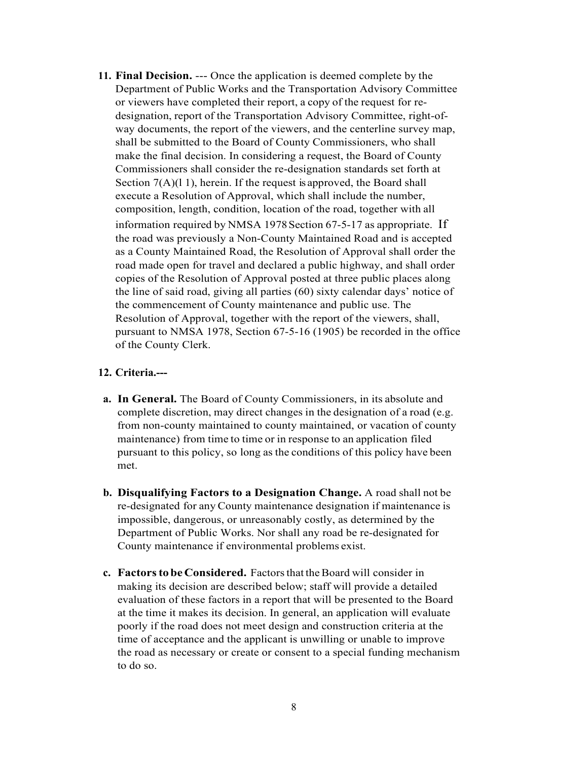11. **Final Decision.** --- Once the application is deemed complete by the Department of Public Works and the Transportation Advisory Committee or viewers have completed their report, a copy of the request for re-designation, report of the Transportation Advisory Committee, right-of-way documents, the report of the viewers, and the centerline survey map, shall be submitted to the Board of County Commissioners, who shall make the final decision. In considering a request, the Board of County Commissioners shall consider the re-designation standards set forth at Section 7(A)(l 1), herein. If the request is approved, the Board shall execute a Resolution of Approval, which shall include the number, composition, length, condition, location of the road, together with all information required by NMSA 1978 Section 67-5-17 as appropriate. If the road was previously a Non-County Maintained Road and is accepted as a County Maintained Road, the Resolution of Approval shall order the road made open for travel and declared a public highway, and shall order copies of the Resolution of Approval posted at three public places along the line of said road, giving all parties (60) sixty calendar days' notice of the commencement of County maintenance and public use. The Resolution of Approval, together with the report of the viewers, shall, pursuant to NMSA 1978, Section 67-5-16 (1905) be recorded in the office of the County Clerk.

12. **Criteria.---**

  a. **In General.** The Board of County Commissioners, in its absolute and complete discretion, may direct changes in the designation of a road (e.g. from non-county maintained to county maintained, or vacation of county maintenance) from time to time or in response to an application filed pursuant to this policy, so long as the conditions of this policy have been met.

  b. **Disqualifying Factors to a Designation Change.** A road shall not be re-designated for any County maintenance designation if maintenance is impossible, dangerous, or unreasonably costly, as determined by the Department of Public Works. Nor shall any road be re-designated for County maintenance if environmental problems exist.

  c. **Factors to be Considered.** Factors that the Board will consider in making its decision are described below; staff will provide a detailed evaluation of these factors in a report that will be presented to the Board at the time it makes its decision. In general, an application will evaluate poorly if the road does not meet design and construction criteria at the time of acceptance and the applicant is unwilling or unable to improve the road as necessary or create or consent to a special funding mechanism to do so.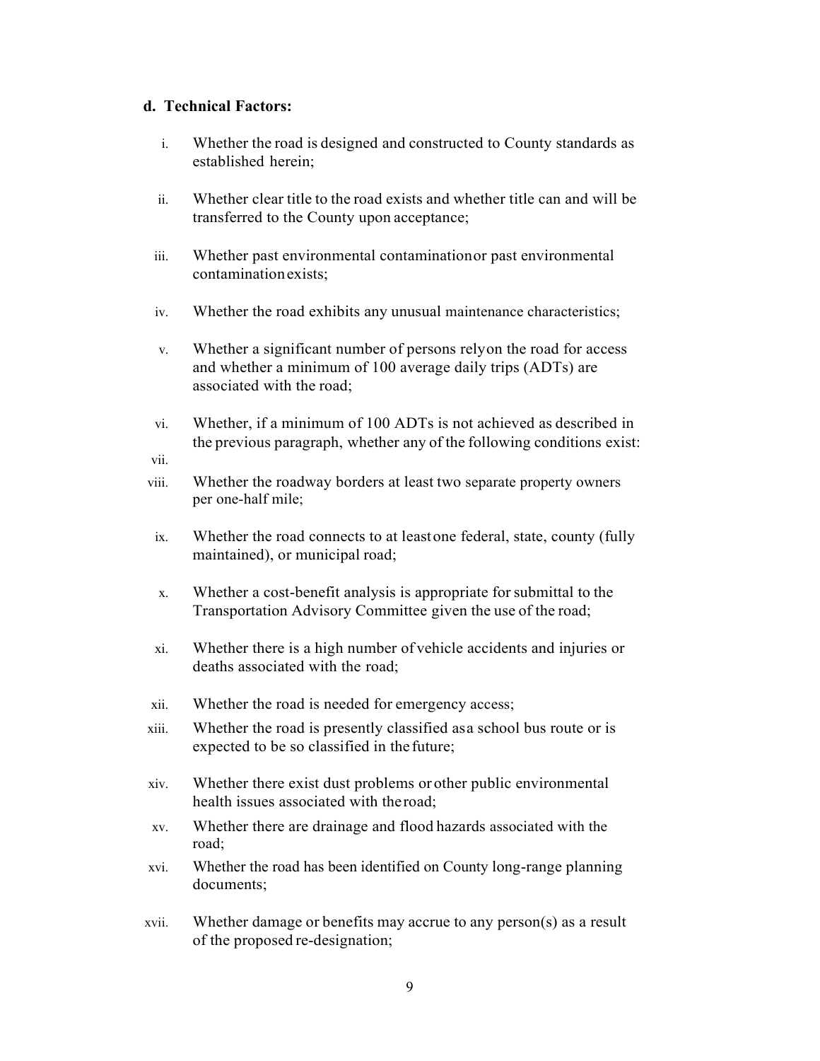**d. Technical Factors:**

i. Whether the road is designed and constructed to County standards as established herein;

ii. Whether clear title to the road exists and whether title can and will be transferred to the County upon acceptance;

iii. Whether past environmental contamination or past environmental contamination exists;

iv. Whether the road exhibits any unusual maintenance characteristics;

v. Whether a significant number of persons rely on the road for access and whether a minimum of 100 average daily trips (ADTs) are associated with the road;

vi. Whether, if a minimum of 100 ADTs is not achieved as described in the previous paragraph, whether any of the following conditions exist:

vii.

viii. Whether the roadway borders at least two separate property owners per one-half mile;

ix. Whether the road connects to at least one federal, state, county (fully maintained), or municipal road;

x. Whether a cost-benefit analysis is appropriate for submittal to the Transportation Advisory Committee given the use of the road;

xi. Whether there is a high number of vehicle accidents and injuries or deaths associated with the road;

xii. Whether the road is needed for emergency access;

xiii. Whether the road is presently classified as a school bus route or is expected to be so classified in the future;

xiv. Whether there exist dust problems or other public environmental health issues associated with the road;

xv. Whether there are drainage and flood hazards associated with the road;

xvi. Whether the road has been identified on County long-range planning documents;

xvii. Whether damage or benefits may accrue to any person(s) as a result of the proposed re-designation;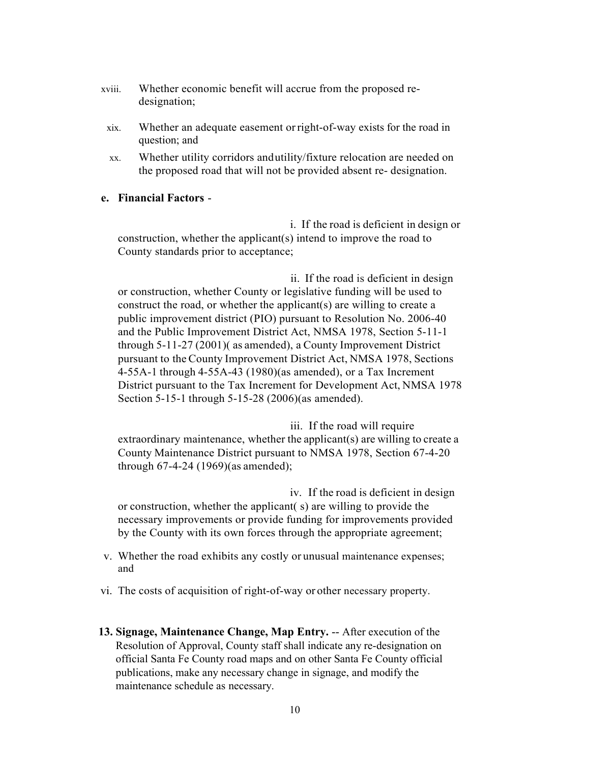xviii. Whether economic benefit will accrue from the proposed re-designation;

xix. Whether an adequate easement or right-of-way exists for the road in question; and

xx. Whether utility corridors and utility/fixture relocation are needed on the proposed road that will not be provided absent re- designation.

**e. Financial Factors** -

i. If the road is deficient in design or construction, whether the applicant(s) intend to improve the road to County standards prior to acceptance;

ii. If the road is deficient in design or construction, whether County or legislative funding will be used to construct the road, or whether the applicant(s) are willing to create a public improvement district (PIO) pursuant to Resolution No. 2006-40 and the Public Improvement District Act, NMSA 1978, Section 5-11-1 through 5-11-27 (2001)( as amended), a County Improvement District pursuant to the County Improvement District Act, NMSA 1978, Sections 4-55A-1 through 4-55A-43 (1980)(as amended), or a Tax Increment District pursuant to the Tax Increment for Development Act, NMSA 1978 Section 5-15-1 through 5-15-28 (2006)(as amended).

iii. If the road will require extraordinary maintenance, whether the applicant(s) are willing to create a County Maintenance District pursuant to NMSA 1978, Section 67-4-20 through 67-4-24 (1969)(as amended);

iv. If the road is deficient in design or construction, whether the applicant( s) are willing to provide the necessary improvements or provide funding for improvements provided by the County with its own forces through the appropriate agreement;

v. Whether the road exhibits any costly or unusual maintenance expenses; and

vi. The costs of acquisition of right-of-way or other necessary property.

**13. Signage, Maintenance Change, Map Entry.** -- After execution of the Resolution of Approval, County staff shall indicate any re-designation on official Santa Fe County road maps and on other Santa Fe County official publications, make any necessary change in signage, and modify the maintenance schedule as necessary.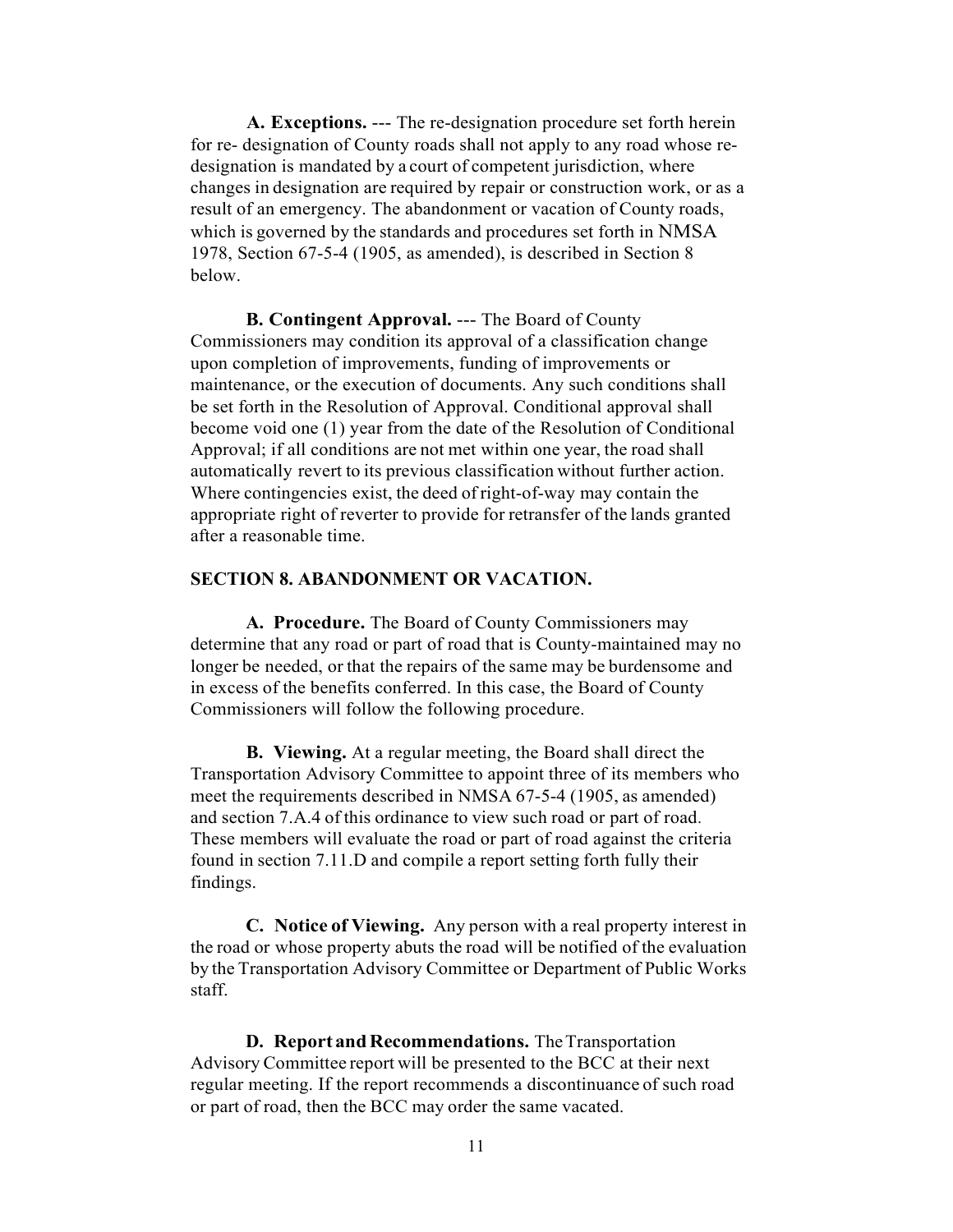**A. Exceptions.** --- The re-designation procedure set forth herein for re- designation of County roads shall not apply to any road whose re-designation is mandated by a court of competent jurisdiction, where changes in designation are required by repair or construction work, or as a result of an emergency. The abandonment or vacation of County roads, which is governed by the standards and procedures set forth in NMSA 1978, Section 67-5-4 (1905, as amended), is described in Section 8 below.

**B. Contingent Approval.** --- The Board of County Commissioners may condition its approval of a classification change upon completion of improvements, funding of improvements or maintenance, or the execution of documents. Any such conditions shall be set forth in the Resolution of Approval. Conditional approval shall become void one (1) year from the date of the Resolution of Conditional Approval; if all conditions are not met within one year, the road shall automatically revert to its previous classification without further action. Where contingencies exist, the deed of right-of-way may contain the appropriate right of reverter to provide for retransfer of the lands granted after a reasonable time.

## SECTION 8. ABANDONMENT OR VACATION.

**A. Procedure.** The Board of County Commissioners may determine that any road or part of road that is County-maintained may no longer be needed, or that the repairs of the same may be burdensome and in excess of the benefits conferred. In this case, the Board of County Commissioners will follow the following procedure.

**B. Viewing.** At a regular meeting, the Board shall direct the Transportation Advisory Committee to appoint three of its members who meet the requirements described in NMSA 67-5-4 (1905, as amended) and section 7.A.4 of this ordinance to view such road or part of road. These members will evaluate the road or part of road against the criteria found in section 7.11.D and compile a report setting forth fully their findings.

**C. Notice of Viewing.** Any person with a real property interest in the road or whose property abuts the road will be notified of the evaluation by the Transportation Advisory Committee or Department of Public Works staff.

**D. Report and Recommendations.** The Transportation Advisory Committee report will be presented to the BCC at their next regular meeting. If the report recommends a discontinuance of such road or part of road, then the BCC may order the same vacated.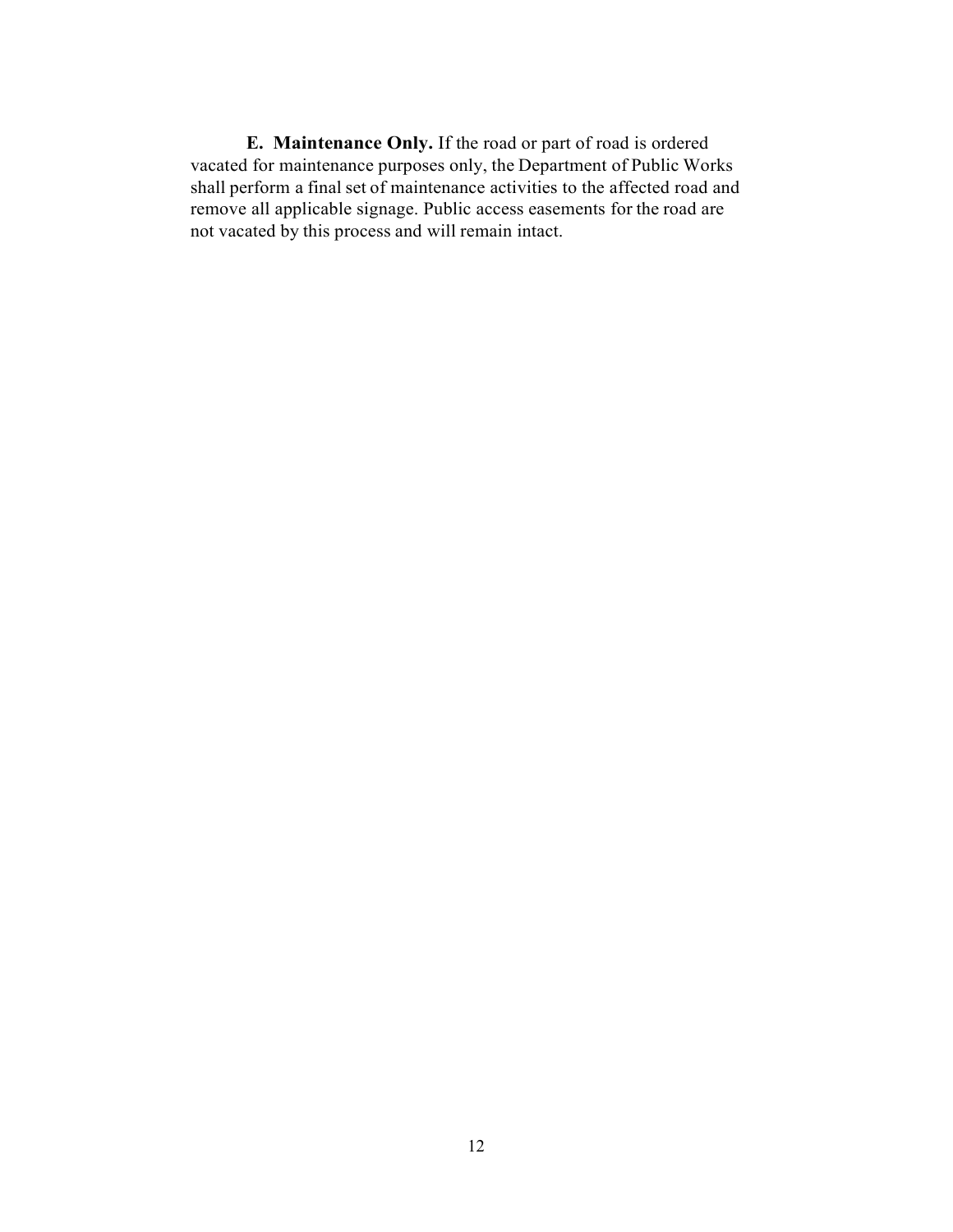**E. Maintenance Only.** If the road or part of road is ordered vacated for maintenance purposes only, the Department of Public Works shall perform a final set of maintenance activities to the affected road and remove all applicable signage. Public access easements for the road are not vacated by this process and will remain intact.